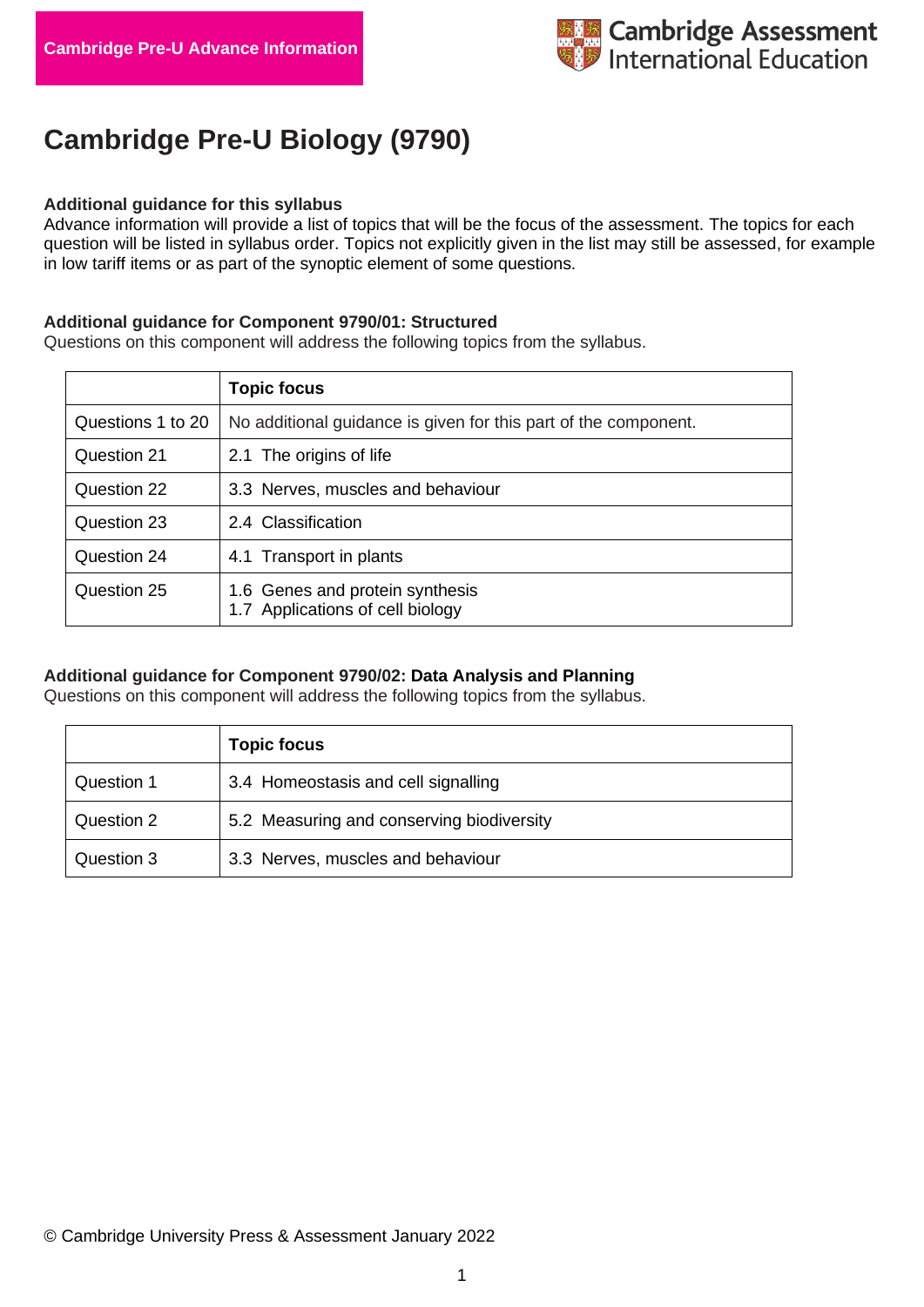Cambridge Pre-U Advance Information

Cambridge Assessment International Education

# Cambridge Pre-U Biology (9790)

**Additional guidance for this syllabus**
Advance information will provide a list of topics that will be the focus of the assessment. The topics for each question will be listed in syllabus order. Topics not explicitly given in the list may still be assessed, for example in low tariff items or as part of the synoptic element of some questions.

**Additional guidance for Component 9790/01: Structured**
Questions on this component will address the following topics from the syllabus.

| | **Topic focus** |
|---|---|
| Questions 1 to 20 | No additional guidance is given for this part of the component. |
| Question 21 | 2.1 The origins of life |
| Question 22 | 3.3 Nerves, muscles and behaviour |
| Question 23 | 2.4 Classification |
| Question 24 | 4.1 Transport in plants |
| Question 25 | 1.6 Genes and protein synthesis<br>1.7 Applications of cell biology |

**Additional guidance for Component 9790/02: Data Analysis and Planning**
Questions on this component will address the following topics from the syllabus.

| | **Topic focus** |
|---|---|
| Question 1 | 3.4 Homeostasis and cell signalling |
| Question 2 | 5.2 Measuring and conserving biodiversity |
| Question 3 | 3.3 Nerves, muscles and behaviour |

© Cambridge University Press & Assessment January 2022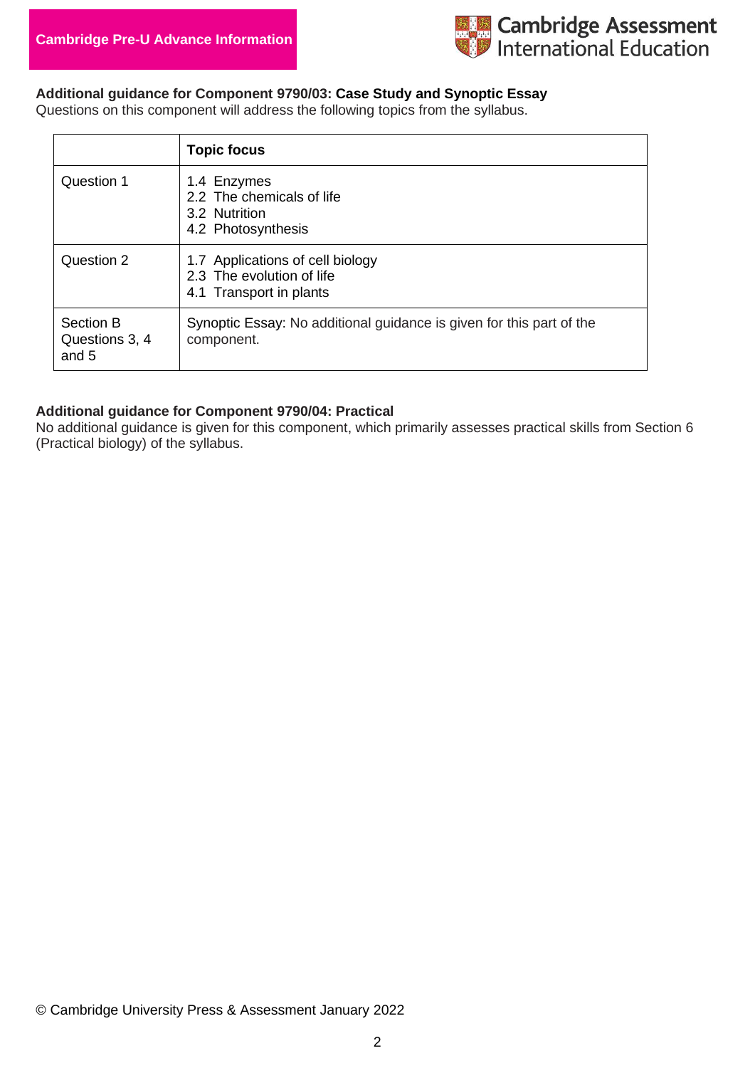**Additional guidance for Component 9790/03: Case Study and Synoptic Essay**
Questions on this component will address the following topics from the syllabus.

| | **Topic focus** |
|---|---|
| Question 1 | 1.4 Enzymes<br>2.2 The chemicals of life<br>3.2 Nutrition<br>4.2 Photosynthesis |
| Question 2 | 1.7 Applications of cell biology<br>2.3 The evolution of life<br>4.1 Transport in plants |
| Section B Questions 3, 4 and 5 | Synoptic Essay: No additional guidance is given for this part of the component. |

**Additional guidance for Component 9790/04: Practical**
No additional guidance is given for this component, which primarily assesses practical skills from Section 6 (Practical biology) of the syllabus.

© Cambridge University Press & Assessment January 2022